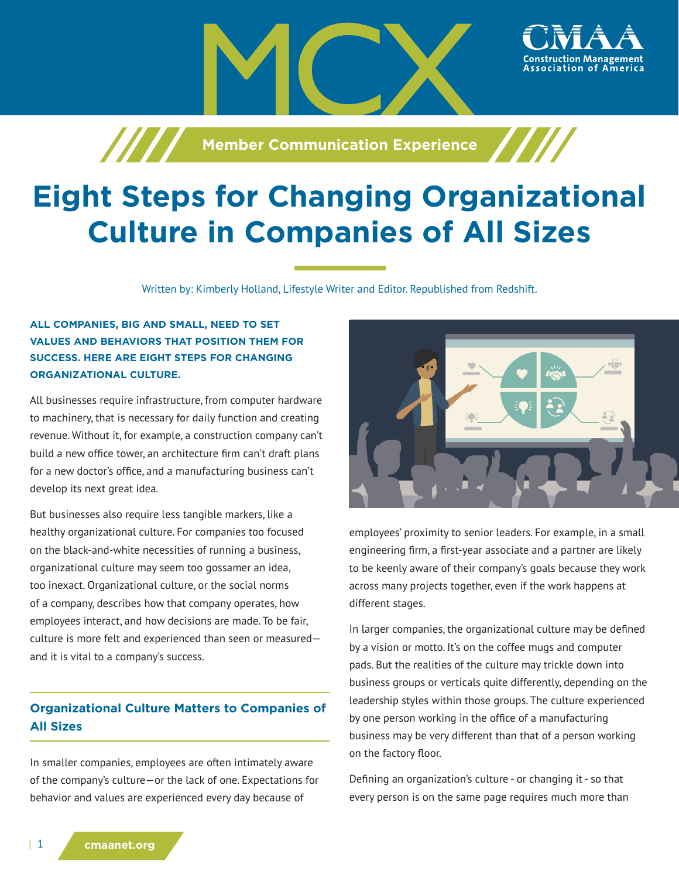MCX

CMAA Construction Management Association of America

Member Communication Experience

# Eight Steps for Changing Organizational Culture in Companies of All Sizes

Written by: Kimberly Holland, Lifestyle Writer and Editor. Republished from Redshift.

**ALL COMPANIES, BIG AND SMALL, NEED TO SET VALUES AND BEHAVIORS THAT POSITION THEM FOR SUCCESS. HERE ARE EIGHT STEPS FOR CHANGING ORGANIZATIONAL CULTURE.**

All businesses require infrastructure, from computer hardware to machinery, that is necessary for daily function and creating revenue. Without it, for example, a construction company can't build a new office tower, an architecture firm can't draft plans for a new doctor's office, and a manufacturing business can't develop its next great idea.

But businesses also require less tangible markers, like a healthy organizational culture. For companies too focused on the black-and-white necessities of running a business, organizational culture may seem too gossamer an idea, too inexact. Organizational culture, or the social norms of a company, describes how that company operates, how employees interact, and how decisions are made. To be fair, culture is more felt and experienced than seen or measured—and it is vital to a company's success.

## Organizational Culture Matters to Companies of All Sizes

In smaller companies, employees are often intimately aware of the company's culture—or the lack of one. Expectations for behavior and values are experienced every day because of employees' proximity to senior leaders. For example, in a small engineering firm, a first-year associate and a partner are likely to be keenly aware of their company's goals because they work across many projects together, even if the work happens at different stages.

In larger companies, the organizational culture may be defined by a vision or motto. It's on the coffee mugs and computer pads. But the realities of the culture may trickle down into business groups or verticals quite differently, depending on the leadership styles within those groups. The culture experienced by one person working in the office of a manufacturing business may be very different than that of a person working on the factory floor.

Defining an organization's culture - or changing it - so that every person is on the same page requires much more than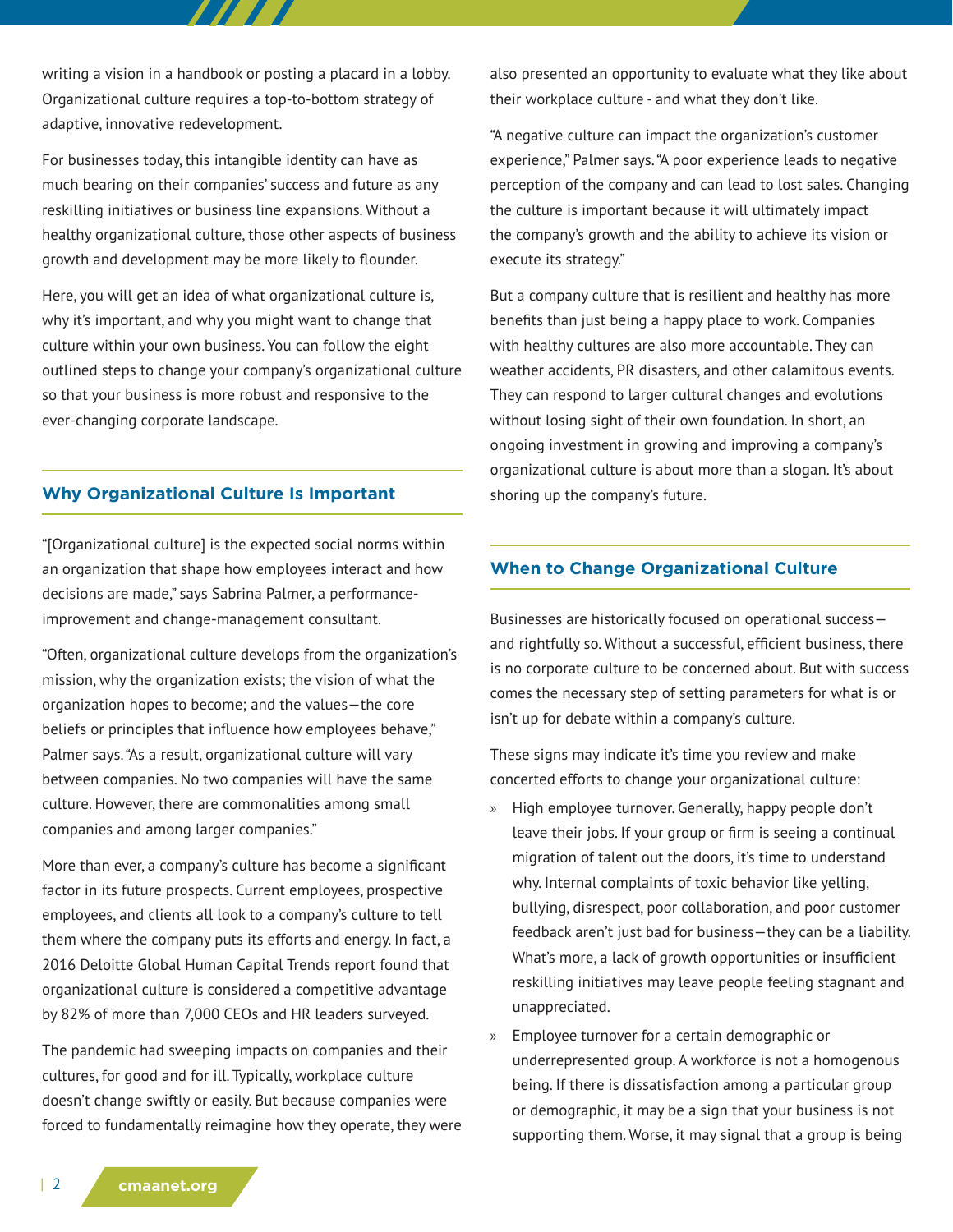writing a vision in a handbook or posting a placard in a lobby. Organizational culture requires a top-to-bottom strategy of adaptive, innovative redevelopment.

For businesses today, this intangible identity can have as much bearing on their companies' success and future as any reskilling initiatives or business line expansions. Without a healthy organizational culture, those other aspects of business growth and development may be more likely to flounder.

Here, you will get an idea of what organizational culture is, why it's important, and why you might want to change that culture within your own business. You can follow the eight outlined steps to change your company's organizational culture so that your business is more robust and responsive to the ever-changing corporate landscape.

## Why Organizational Culture Is Important

"[Organizational culture] is the expected social norms within an organization that shape how employees interact and how decisions are made," says Sabrina Palmer, a performance-improvement and change-management consultant.

"Often, organizational culture develops from the organization's mission, why the organization exists; the vision of what the organization hopes to become; and the values—the core beliefs or principles that influence how employees behave," Palmer says. "As a result, organizational culture will vary between companies. No two companies will have the same culture. However, there are commonalities among small companies and among larger companies."

More than ever, a company's culture has become a significant factor in its future prospects. Current employees, prospective employees, and clients all look to a company's culture to tell them where the company puts its efforts and energy. In fact, a 2016 Deloitte Global Human Capital Trends report found that organizational culture is considered a competitive advantage by 82% of more than 7,000 CEOs and HR leaders surveyed.

The pandemic had sweeping impacts on companies and their cultures, for good and for ill. Typically, workplace culture doesn't change swiftly or easily. But because companies were forced to fundamentally reimagine how they operate, they were also presented an opportunity to evaluate what they like about their workplace culture - and what they don't like.

"A negative culture can impact the organization's customer experience," Palmer says. "A poor experience leads to negative perception of the company and can lead to lost sales. Changing the culture is important because it will ultimately impact the company's growth and the ability to achieve its vision or execute its strategy."

But a company culture that is resilient and healthy has more benefits than just being a happy place to work. Companies with healthy cultures are also more accountable. They can weather accidents, PR disasters, and other calamitous events. They can respond to larger cultural changes and evolutions without losing sight of their own foundation. In short, an ongoing investment in growing and improving a company's organizational culture is about more than a slogan. It's about shoring up the company's future.

## When to Change Organizational Culture

Businesses are historically focused on operational success—and rightfully so. Without a successful, efficient business, there is no corporate culture to be concerned about. But with success comes the necessary step of setting parameters for what is or isn't up for debate within a company's culture.

These signs may indicate it's time you review and make concerted efforts to change your organizational culture:

- High employee turnover. Generally, happy people don't leave their jobs. If your group or firm is seeing a continual migration of talent out the doors, it's time to understand why. Internal complaints of toxic behavior like yelling, bullying, disrespect, poor collaboration, and poor customer feedback aren't just bad for business—they can be a liability. What's more, a lack of growth opportunities or insufficient reskilling initiatives may leave people feeling stagnant and unappreciated.
- Employee turnover for a certain demographic or underrepresented group. A workforce is not a homogenous being. If there is dissatisfaction among a particular group or demographic, it may be a sign that your business is not supporting them. Worse, it may signal that a group is being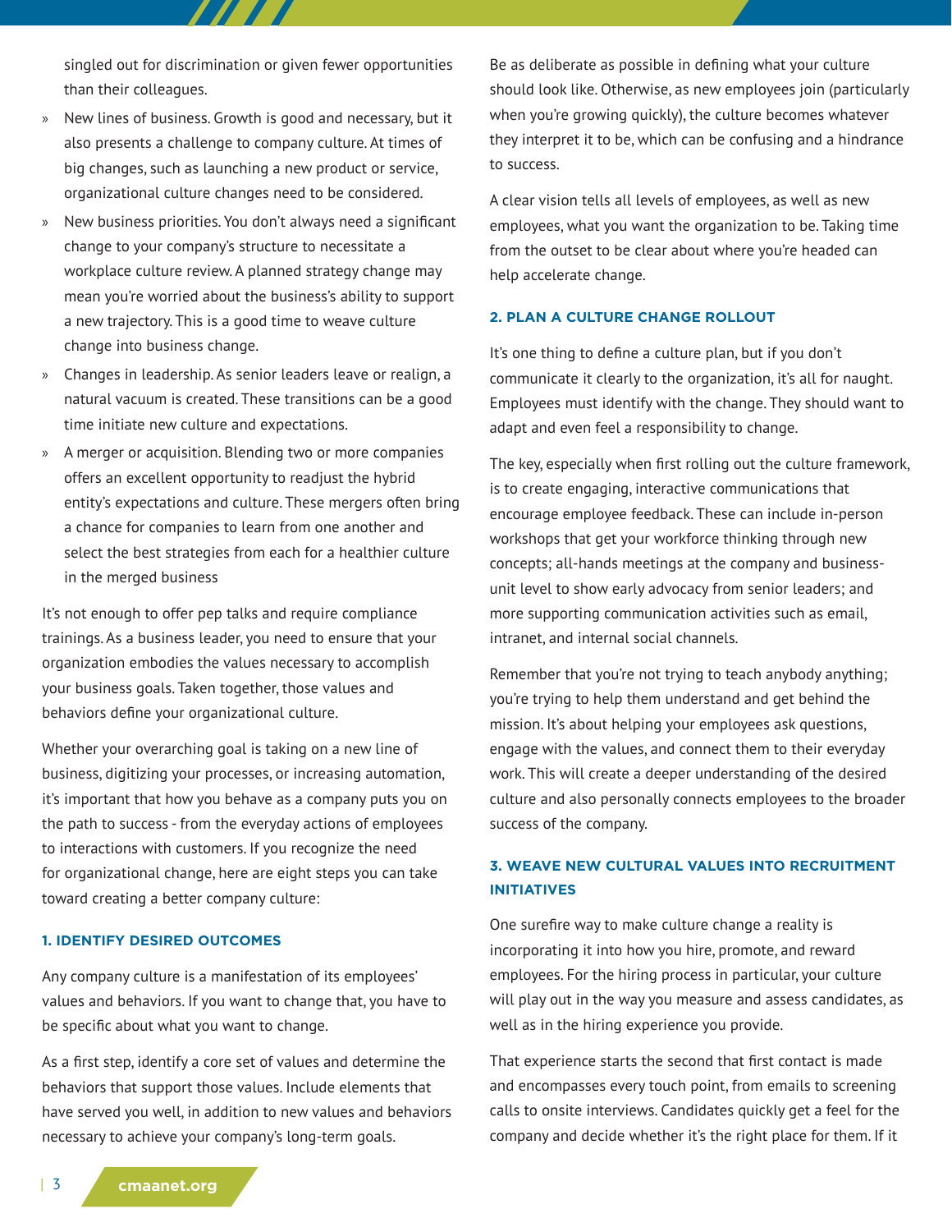singled out for discrimination or given fewer opportunities than their colleagues.

- New lines of business. Growth is good and necessary, but it also presents a challenge to company culture. At times of big changes, such as launching a new product or service, organizational culture changes need to be considered.
- New business priorities. You don't always need a significant change to your company's structure to necessitate a workplace culture review. A planned strategy change may mean you're worried about the business's ability to support a new trajectory. This is a good time to weave culture change into business change.
- Changes in leadership. As senior leaders leave or realign, a natural vacuum is created. These transitions can be a good time initiate new culture and expectations.
- A merger or acquisition. Blending two or more companies offers an excellent opportunity to readjust the hybrid entity's expectations and culture. These mergers often bring a chance for companies to learn from one another and select the best strategies from each for a healthier culture in the merged business

It's not enough to offer pep talks and require compliance trainings. As a business leader, you need to ensure that your organization embodies the values necessary to accomplish your business goals. Taken together, those values and behaviors define your organizational culture.

Whether your overarching goal is taking on a new line of business, digitizing your processes, or increasing automation, it's important that how you behave as a company puts you on the path to success - from the everyday actions of employees to interactions with customers. If you recognize the need for organizational change, here are eight steps you can take toward creating a better company culture:

#### 1. IDENTIFY DESIRED OUTCOMES

Any company culture is a manifestation of its employees' values and behaviors. If you want to change that, you have to be specific about what you want to change.

As a first step, identify a core set of values and determine the behaviors that support those values. Include elements that have served you well, in addition to new values and behaviors necessary to achieve your company's long-term goals.

Be as deliberate as possible in defining what your culture should look like. Otherwise, as new employees join (particularly when you're growing quickly), the culture becomes whatever they interpret it to be, which can be confusing and a hindrance to success.

A clear vision tells all levels of employees, as well as new employees, what you want the organization to be. Taking time from the outset to be clear about where you're headed can help accelerate change.

#### 2. PLAN A CULTURE CHANGE ROLLOUT

It's one thing to define a culture plan, but if you don't communicate it clearly to the organization, it's all for naught. Employees must identify with the change. They should want to adapt and even feel a responsibility to change.

The key, especially when first rolling out the culture framework, is to create engaging, interactive communications that encourage employee feedback. These can include in-person workshops that get your workforce thinking through new concepts; all-hands meetings at the company and business-unit level to show early advocacy from senior leaders; and more supporting communication activities such as email, intranet, and internal social channels.

Remember that you're not trying to teach anybody anything; you're trying to help them understand and get behind the mission. It's about helping your employees ask questions, engage with the values, and connect them to their everyday work. This will create a deeper understanding of the desired culture and also personally connects employees to the broader success of the company.

#### 3. WEAVE NEW CULTURAL VALUES INTO RECRUITMENT INITIATIVES

One surefire way to make culture change a reality is incorporating it into how you hire, promote, and reward employees. For the hiring process in particular, your culture will play out in the way you measure and assess candidates, as well as in the hiring experience you provide.

That experience starts the second that first contact is made and encompasses every touch point, from emails to screening calls to onsite interviews. Candidates quickly get a feel for the company and decide whether it's the right place for them. If it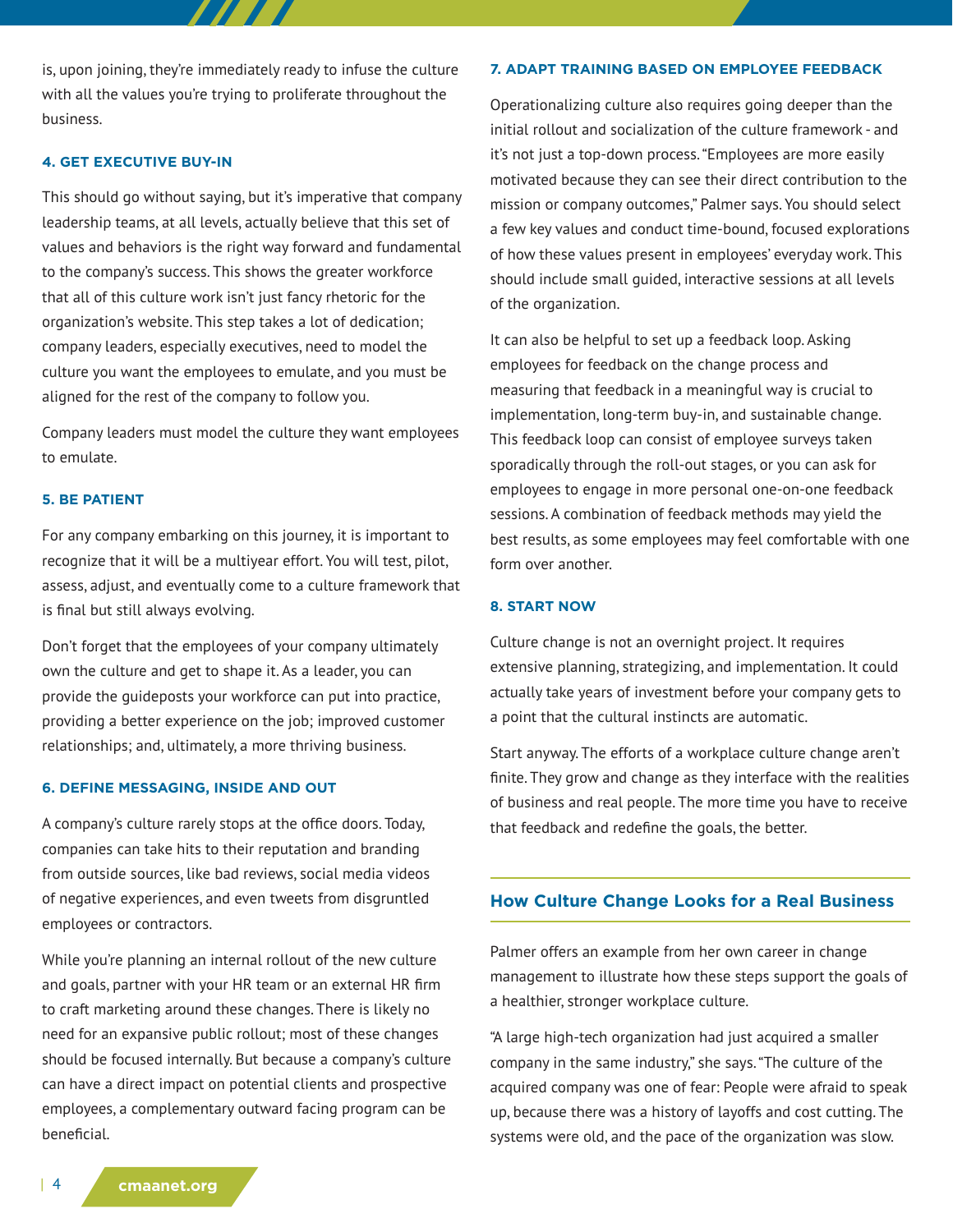is, upon joining, they're immediately ready to infuse the culture with all the values you're trying to proliferate throughout the business.

#### 4. GET EXECUTIVE BUY-IN

This should go without saying, but it's imperative that company leadership teams, at all levels, actually believe that this set of values and behaviors is the right way forward and fundamental to the company's success. This shows the greater workforce that all of this culture work isn't just fancy rhetoric for the organization's website. This step takes a lot of dedication; company leaders, especially executives, need to model the culture you want the employees to emulate, and you must be aligned for the rest of the company to follow you.

Company leaders must model the culture they want employees to emulate.

#### 5. BE PATIENT

For any company embarking on this journey, it is important to recognize that it will be a multiyear effort. You will test, pilot, assess, adjust, and eventually come to a culture framework that is final but still always evolving.

Don't forget that the employees of your company ultimately own the culture and get to shape it. As a leader, you can provide the guideposts your workforce can put into practice, providing a better experience on the job; improved customer relationships; and, ultimately, a more thriving business.

#### 6. DEFINE MESSAGING, INSIDE AND OUT

A company's culture rarely stops at the office doors. Today, companies can take hits to their reputation and branding from outside sources, like bad reviews, social media videos of negative experiences, and even tweets from disgruntled employees or contractors.

While you're planning an internal rollout of the new culture and goals, partner with your HR team or an external HR firm to craft marketing around these changes. There is likely no need for an expansive public rollout; most of these changes should be focused internally. But because a company's culture can have a direct impact on potential clients and prospective employees, a complementary outward facing program can be beneficial.

#### 7. ADAPT TRAINING BASED ON EMPLOYEE FEEDBACK

Operationalizing culture also requires going deeper than the initial rollout and socialization of the culture framework - and it's not just a top-down process. "Employees are more easily motivated because they can see their direct contribution to the mission or company outcomes," Palmer says. You should select a few key values and conduct time-bound, focused explorations of how these values present in employees' everyday work. This should include small guided, interactive sessions at all levels of the organization.

It can also be helpful to set up a feedback loop. Asking employees for feedback on the change process and measuring that feedback in a meaningful way is crucial to implementation, long-term buy-in, and sustainable change. This feedback loop can consist of employee surveys taken sporadically through the roll-out stages, or you can ask for employees to engage in more personal one-on-one feedback sessions. A combination of feedback methods may yield the best results, as some employees may feel comfortable with one form over another.

#### 8. START NOW

Culture change is not an overnight project. It requires extensive planning, strategizing, and implementation. It could actually take years of investment before your company gets to a point that the cultural instincts are automatic.

Start anyway. The efforts of a workplace culture change aren't finite. They grow and change as they interface with the realities of business and real people. The more time you have to receive that feedback and redefine the goals, the better.

## How Culture Change Looks for a Real Business

Palmer offers an example from her own career in change management to illustrate how these steps support the goals of a healthier, stronger workplace culture.

"A large high-tech organization had just acquired a smaller company in the same industry," she says. "The culture of the acquired company was one of fear: People were afraid to speak up, because there was a history of layoffs and cost cutting. The systems were old, and the pace of the organization was slow.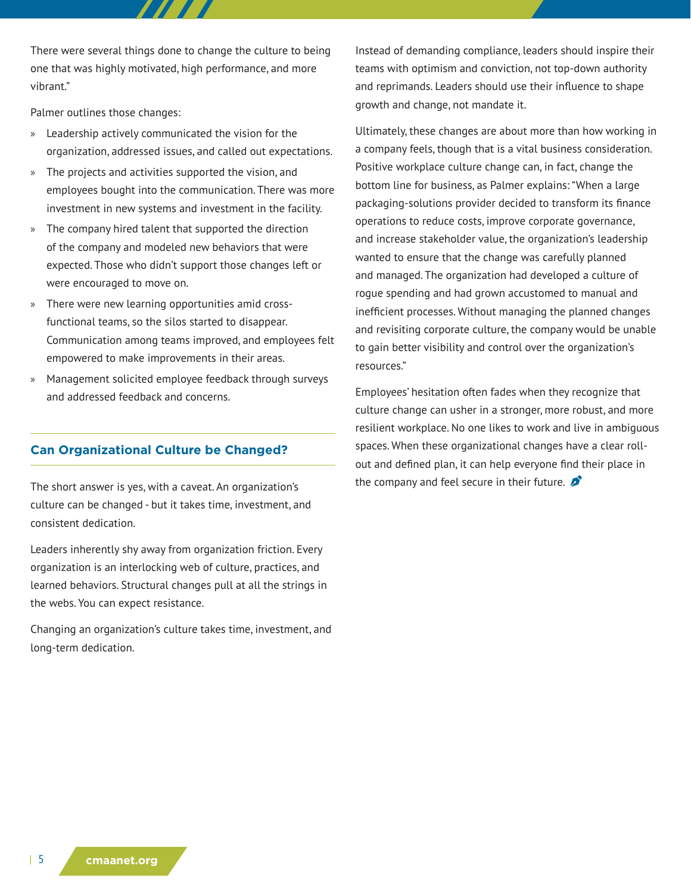There were several things done to change the culture to being one that was highly motivated, high performance, and more vibrant."

Palmer outlines those changes:

- Leadership actively communicated the vision for the organization, addressed issues, and called out expectations.
- The projects and activities supported the vision, and employees bought into the communication. There was more investment in new systems and investment in the facility.
- The company hired talent that supported the direction of the company and modeled new behaviors that were expected. Those who didn't support those changes left or were encouraged to move on.
- There were new learning opportunities amid cross-functional teams, so the silos started to disappear. Communication among teams improved, and employees felt empowered to make improvements in their areas.
- Management solicited employee feedback through surveys and addressed feedback and concerns.

## Can Organizational Culture be Changed?

The short answer is yes, with a caveat. An organization's culture can be changed - but it takes time, investment, and consistent dedication.

Leaders inherently shy away from organization friction. Every organization is an interlocking web of culture, practices, and learned behaviors. Structural changes pull at all the strings in the webs. You can expect resistance.

Changing an organization's culture takes time, investment, and long-term dedication.

Instead of demanding compliance, leaders should inspire their teams with optimism and conviction, not top-down authority and reprimands. Leaders should use their influence to shape growth and change, not mandate it.

Ultimately, these changes are about more than how working in a company feels, though that is a vital business consideration. Positive workplace culture change can, in fact, change the bottom line for business, as Palmer explains: "When a large packaging-solutions provider decided to transform its finance operations to reduce costs, improve corporate governance, and increase stakeholder value, the organization's leadership wanted to ensure that the change was carefully planned and managed. The organization had developed a culture of rogue spending and had grown accustomed to manual and inefficient processes. Without managing the planned changes and revisiting corporate culture, the company would be unable to gain better visibility and control over the organization's resources."

Employees' hesitation often fades when they recognize that culture change can usher in a stronger, more robust, and more resilient workplace. No one likes to work and live in ambiguous spaces. When these organizational changes have a clear roll-out and defined plan, it can help everyone find their place in the company and feel secure in their future.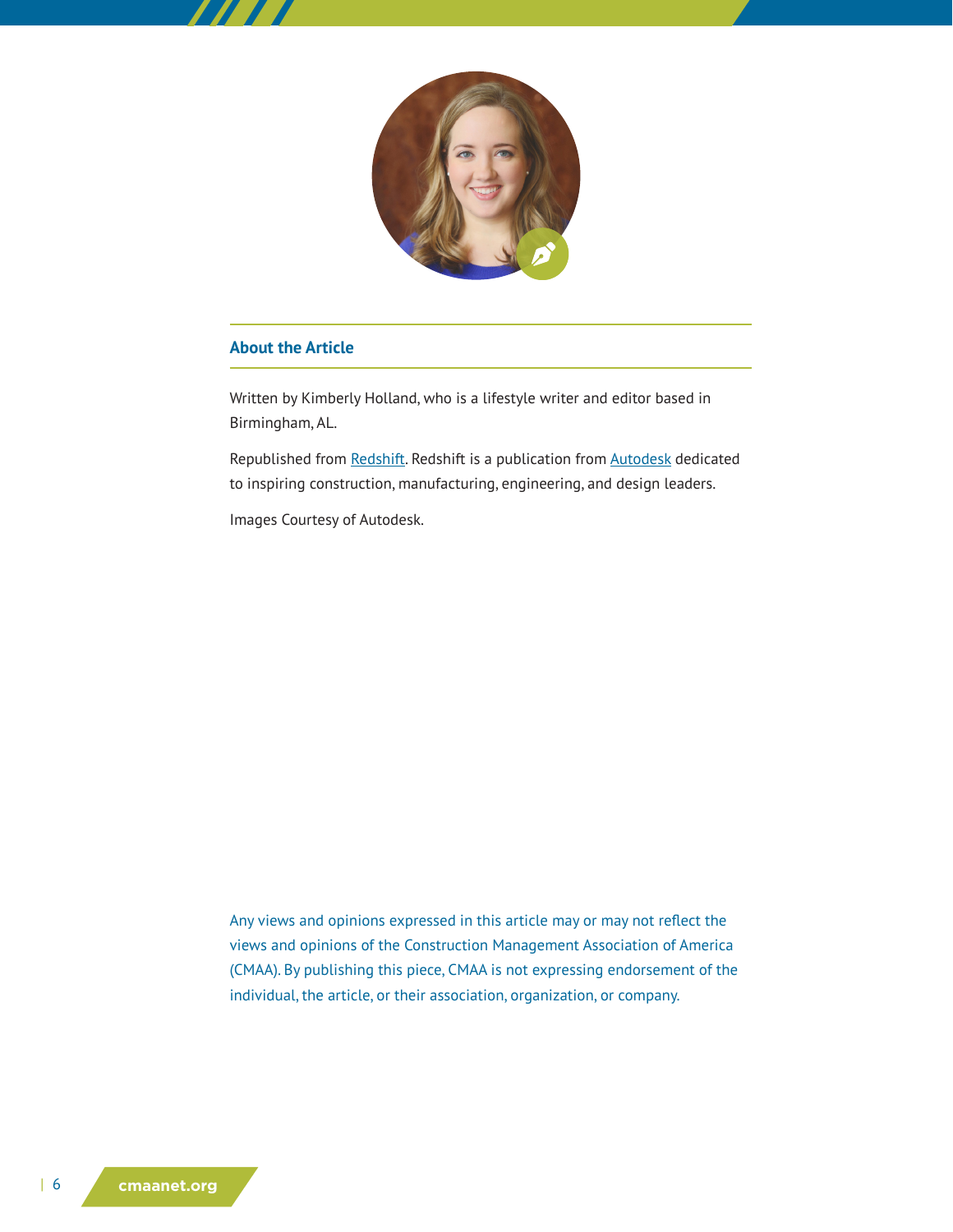### About the Article

Written by Kimberly Holland, who is a lifestyle writer and editor based in Birmingham, AL.

Republished from Redshift. Redshift is a publication from Autodesk dedicated to inspiring construction, manufacturing, engineering, and design leaders.

Images Courtesy of Autodesk.

Any views and opinions expressed in this article may or may not reflect the views and opinions of the Construction Management Association of America (CMAA). By publishing this piece, CMAA is not expressing endorsement of the individual, the article, or their association, organization, or company.